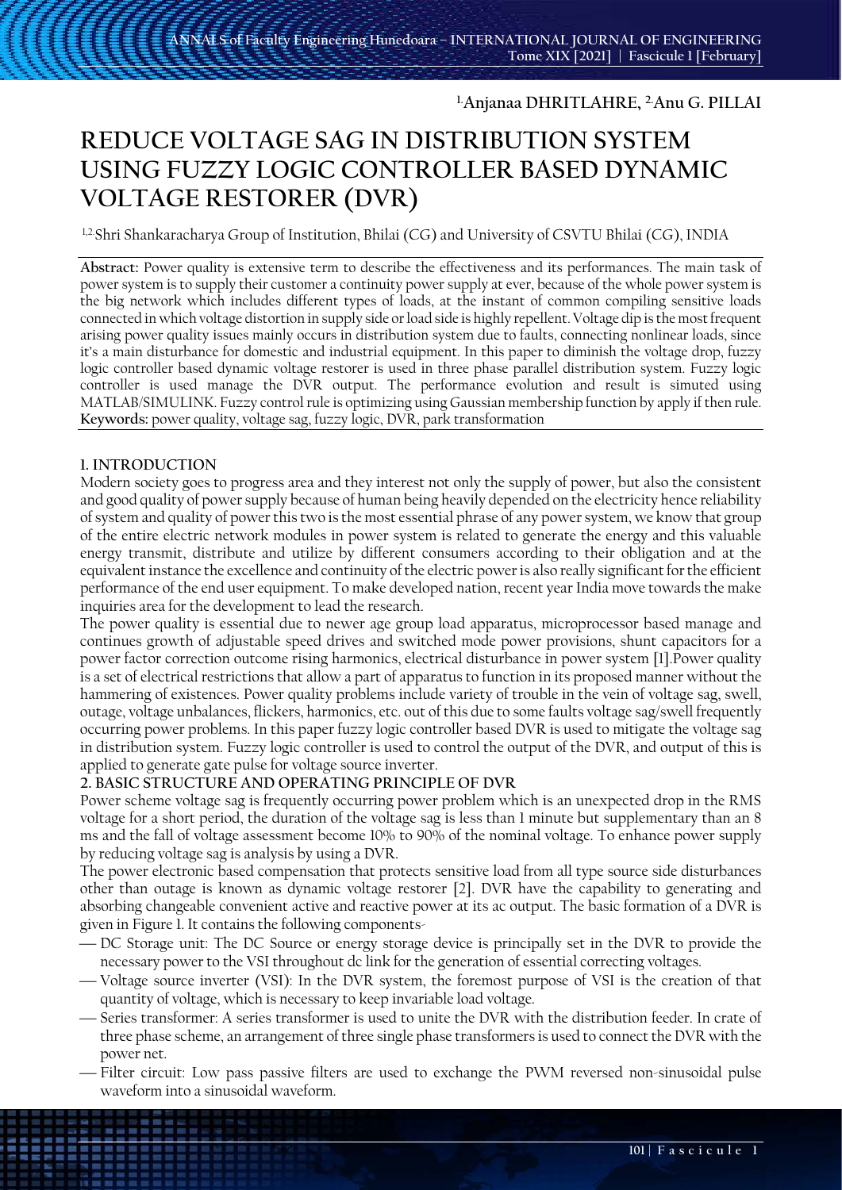[1.]Anjanaa DHRITLAHRE, [2.]Anu G. PILLAI

# REDUCE VOLTAGE SAG IN DISTRIBUTION SYSTEM USING FUZZY LOGIC CONTROLLER BASED DYNAMIC VOLTAGE RESTORER (DVR)

[1,2.]Shri Shankaracharya Group of Institution, Bhilai (CG) and University of CSVTU Bhilai (CG), INDIA

**Abstract:** Power quality is extensive term to describe the effectiveness and its performances. The main task of power system is to supply their customer a continuity power supply at ever, because of the whole power system is the big network which includes different types of loads, at the instant of common compiling sensitive loads connected in which voltage distortion in supply side or load side is highly repellent. Voltage dip is the most frequent arising power quality issues mainly occurs in distribution system due to faults, connecting nonlinear loads, since it's a main disturbance for domestic and industrial equipment. In this paper to diminish the voltage drop, fuzzy logic controller based dynamic voltage restorer is used in three phase parallel distribution system. Fuzzy logic controller is used manage the DVR output. The performance evolution and result is simuted using MATLAB/SIMULINK. Fuzzy control rule is optimizing using Gaussian membership function by apply if then rule.
**Keywords:** power quality, voltage sag, fuzzy logic, DVR, park transformation

## 1. INTRODUCTION

Modern society goes to progress area and they interest not only the supply of power, but also the consistent and good quality of power supply because of human being heavily depended on the electricity hence reliability of system and quality of power this two is the most essential phrase of any power system, we know that group of the entire electric network modules in power system is related to generate the energy and this valuable energy transmit, distribute and utilize by different consumers according to their obligation and at the equivalent instance the excellence and continuity of the electric power is also really significant for the efficient performance of the end user equipment. To make developed nation, recent year India move towards the make inquiries area for the development to lead the research.

The power quality is essential due to newer age group load apparatus, microprocessor based manage and continues growth of adjustable speed drives and switched mode power provisions, shunt capacitors for a power factor correction outcome rising harmonics, electrical disturbance in power system [1].Power quality is a set of electrical restrictions that allow a part of apparatus to function in its proposed manner without the hammering of existences. Power quality problems include variety of trouble in the vein of voltage sag, swell, outage, voltage unbalances, flickers, harmonics, etc. out of this due to some faults voltage sag/swell frequently occurring power problems. In this paper fuzzy logic controller based DVR is used to mitigate the voltage sag in distribution system. Fuzzy logic controller is used to control the output of the DVR, and output of this is applied to generate gate pulse for voltage source inverter.

## 2. BASIC STRUCTURE AND OPERATING PRINCIPLE OF DVR

Power scheme voltage sag is frequently occurring power problem which is an unexpected drop in the RMS voltage for a short period, the duration of the voltage sag is less than 1 minute but supplementary than an 8 ms and the fall of voltage assessment become 10% to 90% of the nominal voltage. To enhance power supply by reducing voltage sag is analysis by using a DVR.

The power electronic based compensation that protects sensitive load from all type source side disturbances other than outage is known as dynamic voltage restorer [2]. DVR have the capability to generating and absorbing changeable convenient active and reactive power at its ac output. The basic formation of a DVR is given in Figure 1. It contains the following components-

- DC Storage unit: The DC Source or energy storage device is principally set in the DVR to provide the necessary power to the VSI throughout dc link for the generation of essential correcting voltages.
- Voltage source inverter (VSI): In the DVR system, the foremost purpose of VSI is the creation of that quantity of voltage, which is necessary to keep invariable load voltage.
- Series transformer: A series transformer is used to unite the DVR with the distribution feeder. In crate of three phase scheme, an arrangement of three single phase transformers is used to connect the DVR with the power net.
- Filter circuit: Low pass passive filters are used to exchange the PWM reversed non-sinusoidal pulse waveform into a sinusoidal waveform.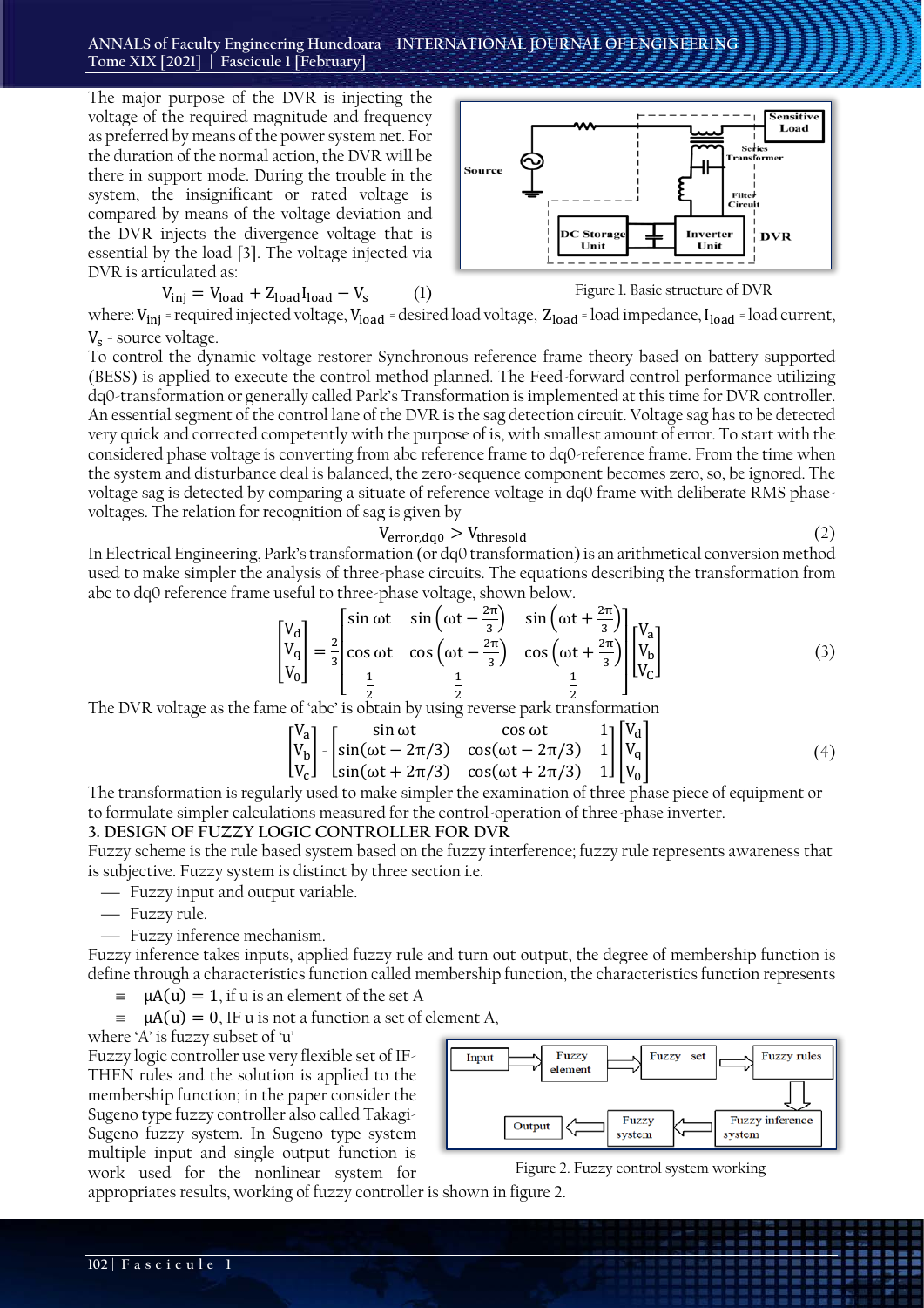The major purpose of the DVR is injecting the voltage of the required magnitude and frequency as preferred by means of the power system net. For the duration of the normal action, the DVR will be there in support mode. During the trouble in the system, the insignificant or rated voltage is compared by means of the voltage deviation and the DVR injects the divergence voltage that is essential by the load [3]. The voltage injected via DVR is articulated as:

$$V_{inj} = V_{load} + Z_{load} I_{load} - V_s \qquad (1)$$

Figure 1. Basic structure of DVR

where: $V_{inj}$ = required injected voltage, $V_{load}$ = desired load voltage, $Z_{load}$ = load impedance, $I_{load}$ = load current, $V_s$ = source voltage.

To control the dynamic voltage restorer Synchronous reference frame theory based on battery supported (BESS) is applied to execute the control method planned. The Feed-forward control performance utilizing dq0-transformation or generally called Park's Transformation is implemented at this time for DVR controller. An essential segment of the control lane of the DVR is the sag detection circuit. Voltage sag has to be detected very quick and corrected competently with the purpose of is, with smallest amount of error. To start with the considered phase voltage is converting from abc reference frame to dq0-reference frame. From the time when the system and disturbance deal is balanced, the zero-sequence component becomes zero, so, be ignored. The voltage sag is detected by comparing a situate of reference voltage in dq0 frame with deliberate RMS phase-voltages. The relation for recognition of sag is given by

$$V_{error,dq0} > V_{thresold} \qquad (2)$$

In Electrical Engineering, Park's transformation (or dq0 transformation) is an arithmetical conversion method used to make simpler the analysis of three-phase circuits. The equations describing the transformation from abc to dq0 reference frame useful to three-phase voltage, shown below.

$$\begin{bmatrix} V_d \\ V_q \\ V_0 \end{bmatrix} = \frac{2}{3} \begin{bmatrix} \sin \omega t & \sin\left(\omega t - \frac{2\pi}{3}\right) & \sin\left(\omega t + \frac{2\pi}{3}\right) \\ \cos \omega t & \cos\left(\omega t - \frac{2\pi}{3}\right) & \cos\left(\omega t + \frac{2\pi}{3}\right) \\ \frac{1}{2} & \frac{1}{2} & \frac{1}{2} \end{bmatrix} \begin{bmatrix} V_a \\ V_b \\ V_c \end{bmatrix} \qquad (3)$$

The DVR voltage as the fame of 'abc' is obtain by using reverse park transformation

$$\begin{bmatrix} V_a \\ V_b \\ V_c \end{bmatrix} = \begin{bmatrix} \sin \omega t & \cos \omega t & 1 \\ \sin(\omega t - 2\pi/3) & \cos(\omega t - 2\pi/3) & 1 \\ \sin(\omega t + 2\pi/3) & \cos(\omega t + 2\pi/3) & 1 \end{bmatrix} \begin{bmatrix} V_d \\ V_q \\ V_0 \end{bmatrix} \qquad (4)$$

The transformation is regularly used to make simpler the examination of three phase piece of equipment or to formulate simpler calculations measured for the control-operation of three-phase inverter.

## 3. DESIGN OF FUZZY LOGIC CONTROLLER FOR DVR

Fuzzy scheme is the rule based system based on the fuzzy interference; fuzzy rule represents awareness that is subjective. Fuzzy system is distinct by three section i.e.

- Fuzzy input and output variable.
- Fuzzy rule.
- Fuzzy inference mechanism.

Fuzzy inference takes inputs, applied fuzzy rule and turn out output, the degree of membership function is define through a characteristics function called membership function, the characteristics function represents

- $\mu A(u) = 1$, if u is an element of the set A
- $\mu A(u) = 0$, IF u is not a function a set of element A,

where 'A' is fuzzy subset of 'u'

Fuzzy logic controller use very flexible set of IF-THEN rules and the solution is applied to the membership function; in the paper consider the Sugeno type fuzzy controller also called Takagi-Sugeno fuzzy system. In Sugeno type system multiple input and single output function is work used for the nonlinear system for appropriates results, working of fuzzy controller is shown in figure 2.

Figure 2. Fuzzy control system working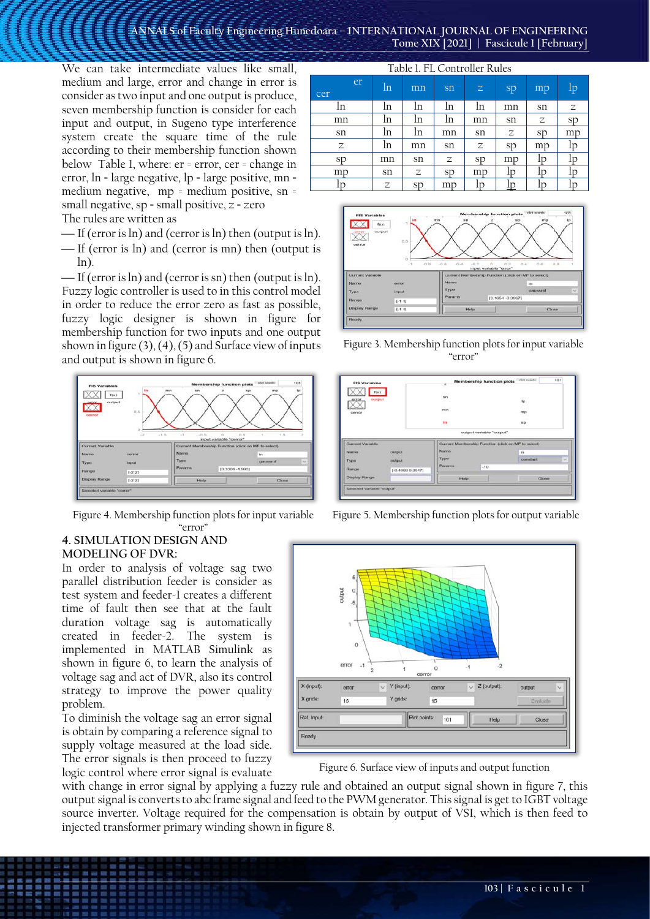We can take intermediate values like small, medium and large, error and change in error is consider as two input and one output is produce, seven membership function is consider for each input and output, in Sugeno type interference system create the square time of the rule according to their membership function shown below Table 1, where: er = error, cer = change in error, ln = large negative, lp = large positive, mn = medium negative, mp = medium positive, sn = small negative, sp = small positive, z = zero

The rules are written as

- If (error is ln) and (cerror is ln) then (output is ln).
- If (error is ln) and (cerror is mn) then (output is ln).
- If (error is ln) and (cerror is sn) then (output is ln).

Fuzzy logic controller is used to in this control model in order to reduce the error zero as fast as possible, fuzzy logic designer is shown in figure for membership function for two inputs and one output shown in figure (3), (4), (5) and Surface view of inputs and output is shown in figure 6.

Table 1. FL Controller Rules

| cer \ er | ln | mn | sn | z | sp | mp | lp |
|---|---|---|---|---|---|---|---|
| ln | ln | ln | ln | ln | mn | sn | z |
| mn | ln | ln | ln | mn | sn | z | sp |
| sn | ln | ln | mn | sn | z | sp | mp |
| z | ln | mn | sn | z | sp | mp | lp |
| sp | mn | sn | z | sp | mp | lp | lp |
| mp | sn | z | sp | mp | lp | lp | lp |
| lp | z | sp | mp | lp | lp | lp | lp |

Figure 3. Membership function plots for input variable "error"

Figure 4. Membership function plots for input variable "error"

Figure 5. Membership function plots for output variable

## 4. SIMULATION DESIGN AND MODELING OF DVR:

In order to analysis of voltage sag two parallel distribution feeder is consider as test system and feeder-1 creates a different time of fault then see that at the fault duration voltage sag is automatically created in feeder-2. The system is implemented in MATLAB Simulink as shown in figure 6, to learn the analysis of voltage sag and act of DVR, also its control strategy to improve the power quality problem.

To diminish the voltage sag an error signal is obtain by comparing a reference signal to supply voltage measured at the load side. The error signals is then proceed to fuzzy logic control where error signal is evaluate with change in error signal by applying a fuzzy rule and obtained an output signal shown in figure 7, this output signal is converts to abc frame signal and feed to the PWM generator. This signal is get to IGBT voltage source inverter. Voltage required for the compensation is obtain by output of VSI, which is then feed to injected transformer primary winding shown in figure 8.

Figure 6. Surface view of inputs and output function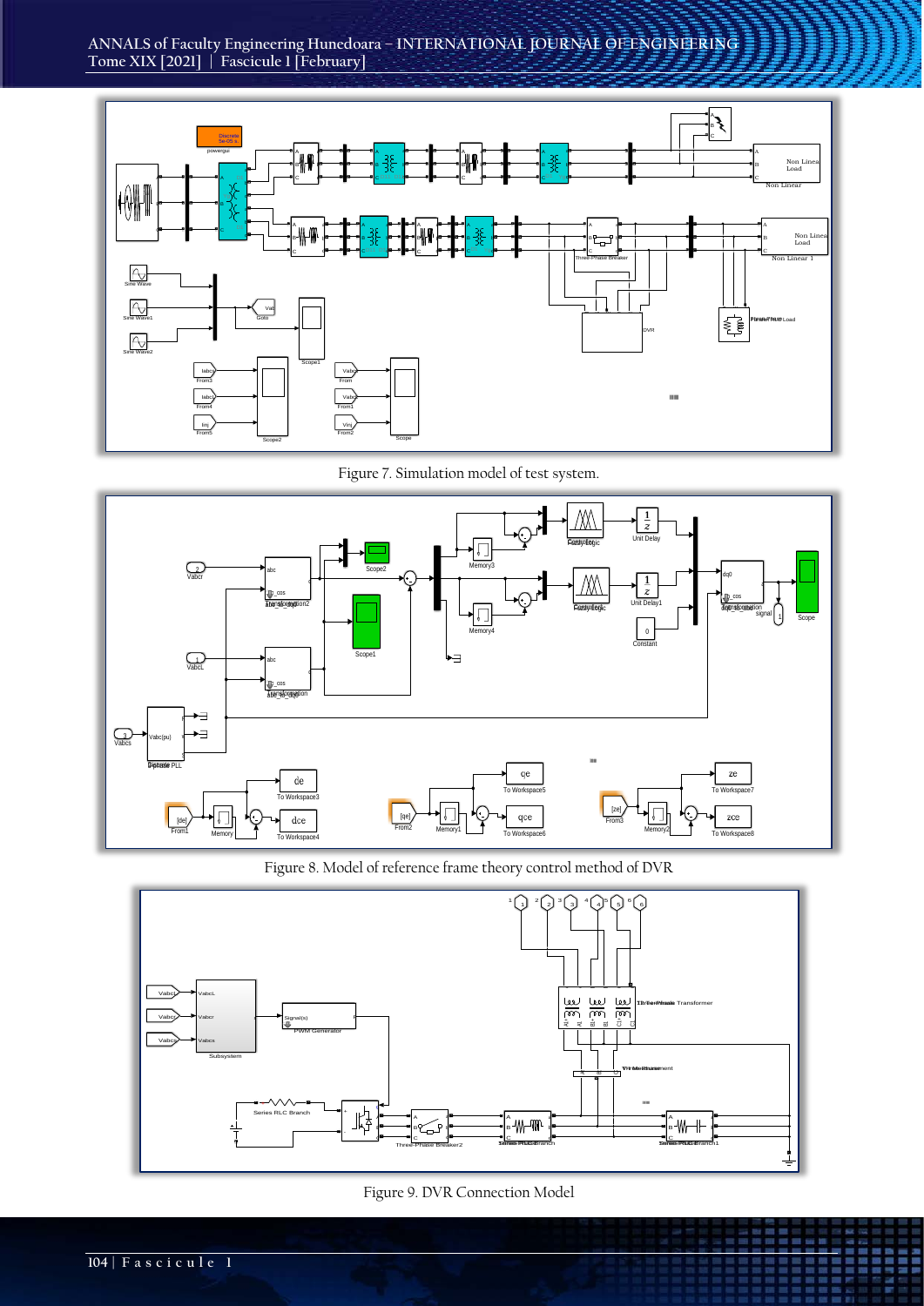Figure 7. Simulation model of test system.

Figure 8. Model of reference frame theory control method of DVR

Figure 9. DVR Connection Model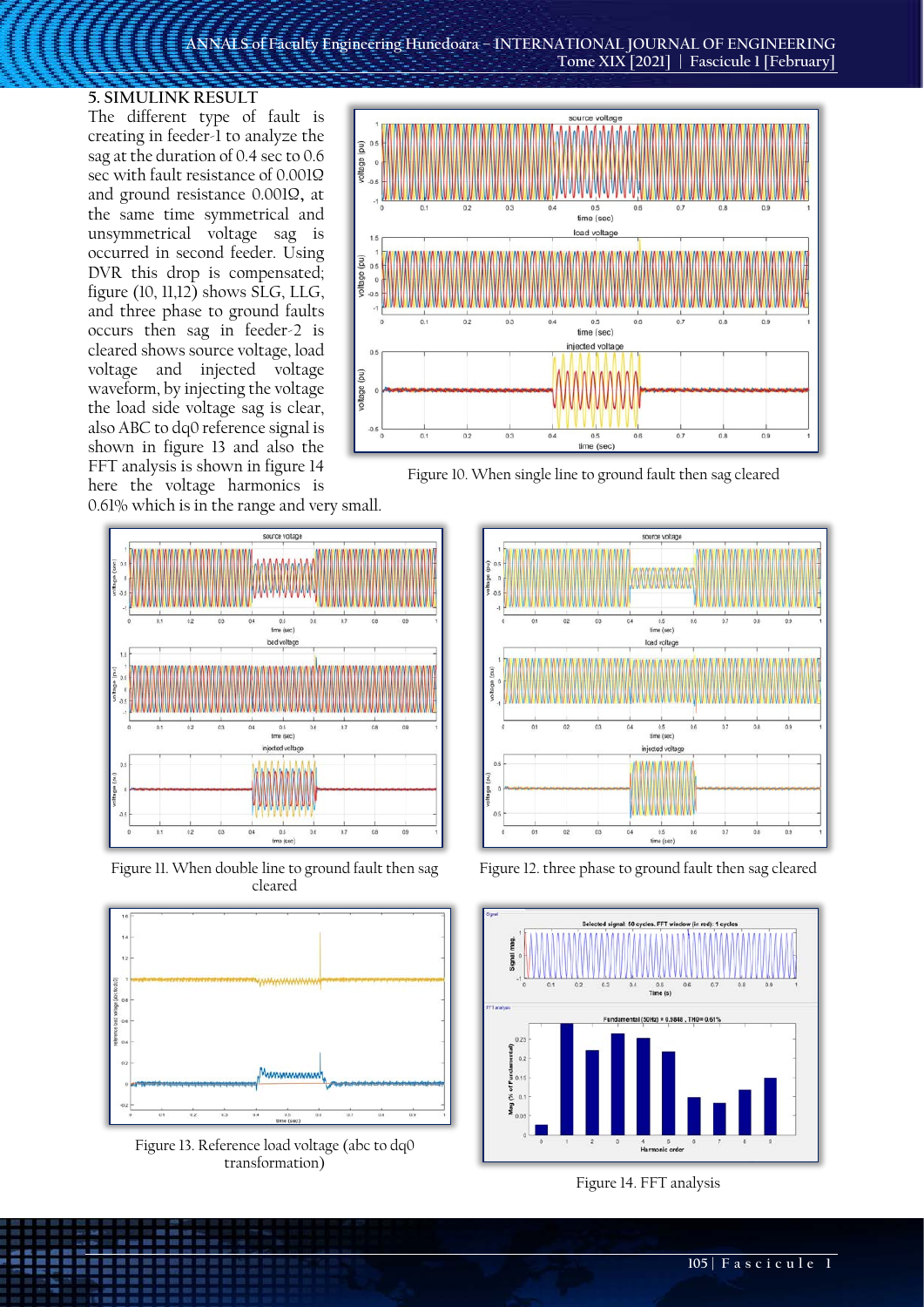## 5. SIMULINK RESULT

The different type of fault is creating in feeder-1 to analyze the sag at the duration of 0.4 sec to 0.6 sec with fault resistance of 0.001Ω and ground resistance 0.001Ω, at the same time symmetrical and unsymmetrical voltage sag is occurred in second feeder. Using DVR this drop is compensated; figure (10, 11,12) shows SLG, LLG, and three phase to ground faults occurs then sag in feeder-2 is cleared shows source voltage, load voltage and injected voltage waveform, by injecting the voltage the load side voltage sag is clear, also ABC to dq0 reference signal is shown in figure 13 and also the FFT analysis is shown in figure 14 here the voltage harmonics is 0.61% which is in the range and very small.

Figure 10. When single line to ground fault then sag cleared

Figure 11. When double line to ground fault then sag cleared

Figure 12. three phase to ground fault then sag cleared

Figure 13. Reference load voltage (abc to dq0 transformation)

Figure 14. FFT analysis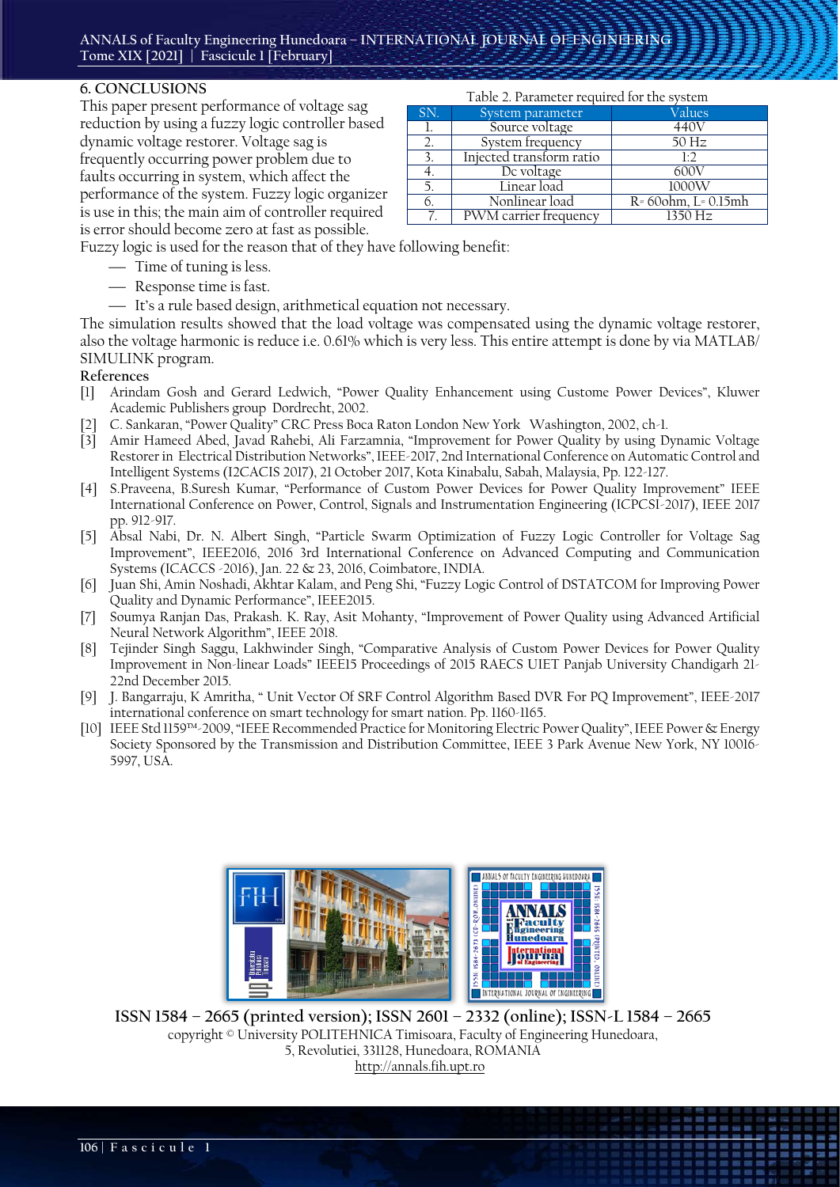## 6. CONCLUSIONS

This paper present performance of voltage sag reduction by using a fuzzy logic controller based dynamic voltage restorer. Voltage sag is frequently occurring power problem due to faults occurring in system, which affect the performance of the system. Fuzzy logic organizer is use in this; the main aim of controller required is error should become zero at fast as possible.

Table 2. Parameter required for the system

| SN. | System parameter | Values |
|---|---|---|
| 1. | Source voltage | 440V |
| 2. | System frequency | 50 Hz |
| 3. | Injected transform ratio | 1:2 |
| 4. | Dc voltage | 600V |
| 5. | Linear load | 1000W |
| 6. | Nonlinear load | R= 60ohm, L= 0.15mh |
| 7. | PWM carrier frequency | 1350 Hz |

Fuzzy logic is used for the reason that of they have following benefit:

- Time of tuning is less.
- Response time is fast.
- It's a rule based design, arithmetical equation not necessary.

The simulation results showed that the load voltage was compensated using the dynamic voltage restorer, also the voltage harmonic is reduce i.e. 0.61% which is very less. This entire attempt is done by via MATLAB/ SIMULINK program.

### References

[1] Arindam Gosh and Gerard Ledwich, "Power Quality Enhancement using Custome Power Devices", Kluwer Academic Publishers group Dordrecht, 2002.

[2] C. Sankaran, "Power Quality" CRC Press Boca Raton London New York Washington, 2002, ch-1.

[3] Amir Hameed Abed, Javad Rahebi, Ali Farzamnia, "Improvement for Power Quality by using Dynamic Voltage Restorer in Electrical Distribution Networks", IEEE-2017, 2nd International Conference on Automatic Control and Intelligent Systems (I2CACIS 2017), 21 October 2017, Kota Kinabalu, Sabah, Malaysia, Pp. 122-127.

[4] S.Praveena, B.Suresh Kumar, "Performance of Custom Power Devices for Power Quality Improvement" IEEE International Conference on Power, Control, Signals and Instrumentation Engineering (ICPCSI-2017), IEEE 2017 pp. 912-917.

[5] Absal Nabi, Dr. N. Albert Singh, "Particle Swarm Optimization of Fuzzy Logic Controller for Voltage Sag Improvement", IEEE2016, 2016 3rd International Conference on Advanced Computing and Communication Systems (ICACCS -2016), Jan. 22 & 23, 2016, Coimbatore, INDIA.

[6] Juan Shi, Amin Noshadi, Akhtar Kalam, and Peng Shi, "Fuzzy Logic Control of DSTATCOM for Improving Power Quality and Dynamic Performance", IEEE2015.

[7] Soumya Ranjan Das, Prakash. K. Ray, Asit Mohanty, "Improvement of Power Quality using Advanced Artificial Neural Network Algorithm", IEEE 2018.

[8] Tejinder Singh Saggu, Lakhwinder Singh, "Comparative Analysis of Custom Power Devices for Power Quality Improvement in Non-linear Loads" IEEE15 Proceedings of 2015 RAECS UIET Panjab University Chandigarh 21-22nd December 2015.

[9] J. Bangarraju, K Amritha, " Unit Vector Of SRF Control Algorithm Based DVR For PQ Improvement", IEEE-2017 international conference on smart technology for smart nation. Pp. 1160-1165.

[10] IEEE Std 1159™-2009, "IEEE Recommended Practice for Monitoring Electric Power Quality", IEEE Power & Energy Society Sponsored by the Transmission and Distribution Committee, IEEE 3 Park Avenue New York, NY 10016-5997, USA.

**ISSN 1584 – 2665 (printed version); ISSN 2601 – 2332 (online); ISSN-L 1584 – 2665**

copyright © University POLITEHNICA Timisoara, Faculty of Engineering Hunedoara,
5, Revolutiei, 331128, Hunedoara, ROMANIA
http://annals.fih.upt.ro